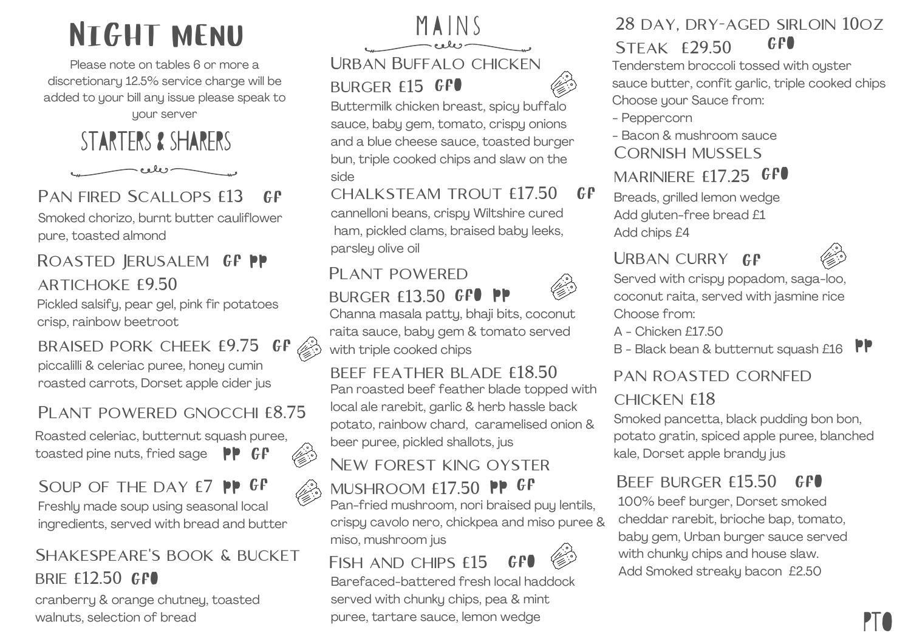# Night Menu

Please note on tables 6 or more a discretionary 12.5% service charge will be added to your bill any issue please speak to your server

## Starters & Sharers

### Pan fired Scallops £13 GF

Smoked chorizo, burnt butter cauliflower pure, toasted almond

### Roasted Jerusalem Artichoke £9.50 GF PP

Pickled salsify, pear gel, pink fir potatoes crisp, rainbow beetroot

### Braised pork cheek £9.75 GF

piccalilli & celeriac puree, honey cumin roasted carrots, Dorset apple cider jus

### Plant powered gnocchi £8.75

Roasted celeriac, butternut squash puree, toasted pine nuts, fried sage PP GF

### Soup of the day £7 PP GF

Freshly made soup using seasonal local ingredients, served with bread and butter

### Shakespeare's book & bucket brie £12.50 GFO

cranberry & orange chutney, toasted walnuts, selection of bread

## Mains

### Urban Buffalo chicken burger £15 GFO

Buttermilk chicken breast, spicy buffalo sauce, baby gem, tomato, crispy onions and a blue cheese sauce, toasted burger bun, triple cooked chips and slaw on the side

### Chalksteam trout £17.50 GF

cannelloni beans, crispy Wiltshire cured ham, pickled clams, braised baby leeks, parsley olive oil

### Plant powered burger £13.50 GFO PP

Channa masala patty, bhaji bits, coconut raita sauce, baby gem & tomato served with triple cooked chips

### Beef feather blade £18.50

Pan roasted beef feather blade topped with local ale rarebit, garlic & herb hassle back potato, rainbow chard, caramelised onion & beer puree, pickled shallots, jus

### New Forest king oyster mushroom £17.50 PP GF

Pan-fried mushroom, nori braised puy lentils, crispy cavolo nero, chickpea and miso puree & miso, mushroom jus

### Fish and chips £15 GFO

Barefaced-battered fresh local haddock served with chunky chips, pea & mint puree, tartare sauce, lemon wedge

### 28 day, dry-aged sirloin 10oz steak £29.50 GFO

Tenderstem broccoli tossed with oyster sauce butter, confit garlic, triple cooked chips

Choose your Sauce from:

- Peppercorn
- Bacon & mushroom sauce

### Cornish mussels mariniere £17.25 GFO

Breads, grilled lemon wedge

Add gluten-free bread £1

Add chips £4

### Urban curry GF

Served with crispy popadom, saga-loo, coconut raita, served with jasmine rice

Choose from:

A - Chicken £17.50

B - Black bean & butternut squash £16 PP

### Pan roasted cornfed chicken £18

Smoked pancetta, black pudding bon bon, potato gratin, spiced apple puree, blanched kale, Dorset apple brandy jus

### Beef burger £15.50 GFO

100% beef burger, Dorset smoked cheddar rarebit, brioche bap, tomato, baby gem, Urban burger sauce served with chunky chips and house slaw.

Add Smoked streaky bacon £2.50

PTO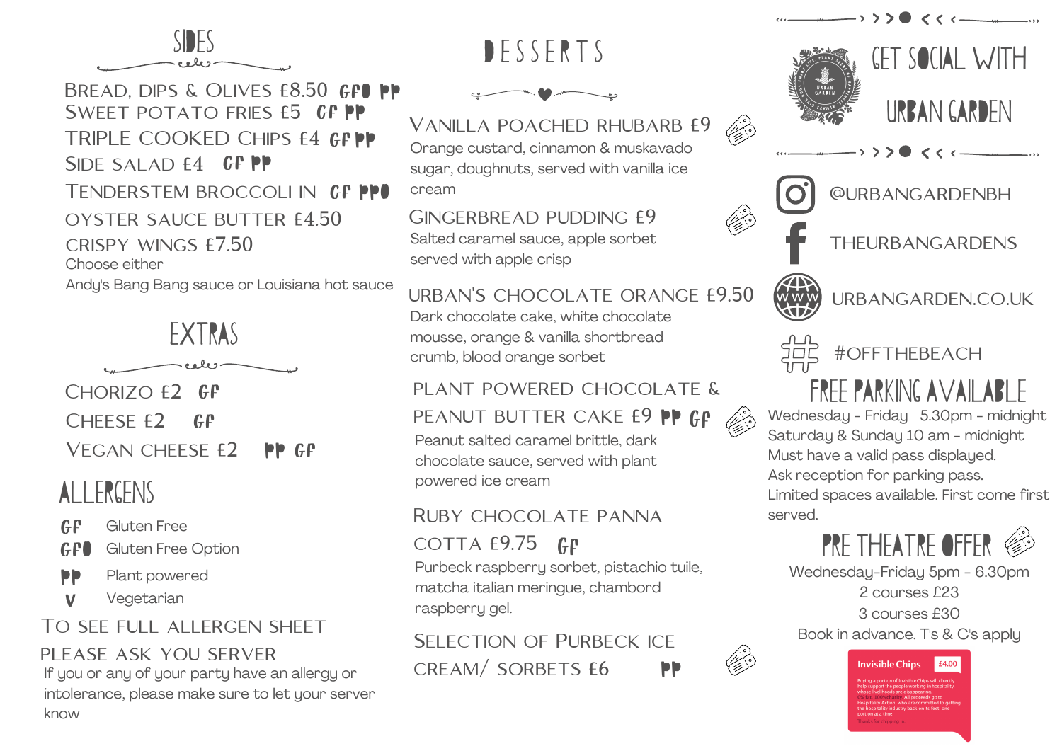## SIDES

Bread, dips & Olives £8.50 GFO PP
Sweet potato fries £5 GF PP
Triple cooked Chips £4 GF PP
Side salad £4 GF PP
Tenderstem broccoli in GF PPO
oyster sauce butter £4.50
Crispy wings £7.50
Choose either
Andy's Bang Bang sauce or Louisiana hot sauce

## EXTRAS

Chorizo £2 GF
Cheese £2 GF
Vegan cheese £2 PP GF

## ALLERGENS

- GF Gluten Free
- GFO Gluten Free Option
- PP Plant powered
- V Vegetarian

To see full allergen sheet please ask you server

If you or any of your party have an allergy or intolerance, please make sure to let your server know

## DESSERTS

**Vanilla poached rhubarb £9**
Orange custard, cinnamon & muskavado sugar, doughnuts, served with vanilla ice cream

**Gingerbread pudding £9**
Salted caramel sauce, apple sorbet served with apple crisp

**Urban's chocolate orange £9.50**
Dark chocolate cake, white chocolate mousse, orange & vanilla shortbread crumb, blood orange sorbet

**Plant powered chocolate & peanut butter cake £9 PP GF**
Peanut salted caramel brittle, dark chocolate sauce, served with plant powered ice cream

**Ruby chocolate panna cotta £9.75 GF**
Purbeck raspberry sorbet, pistachio tuile, matcha italian meringue, chambord raspberry gel.

**Selection of Purbeck ice cream/ sorbets £6 PP**

## GET SOCIAL WITH URBAN GARDEN

@URBANGARDENBH

THEURBANGARDENS

URBANGARDEN.CO.UK

#OFFTHEBEACH

## FREE PARKING AVAILABLE

Wednesday - Friday 5.30pm - midnight
Saturday & Sunday 10 am - midnight
Must have a valid pass displayed.
Ask reception for parking pass.
Limited spaces available. First come first served.

## PRE THEATRE OFFER

Wednesday-Friday 5pm - 6.30pm
2 courses £23
3 courses £30
Book in advance. T's & C's apply

Invisible Chips £4.00
Buying a portion of Invisible Chips will directly help support the people working in hospitality, whose livelihoods are disappearing. 0% fat. 100% charity. All proceeds go to Hospitality Action, who are committed to getting the hospitality industry back onto feet, one portion at a time.
Thanks for chipping in.